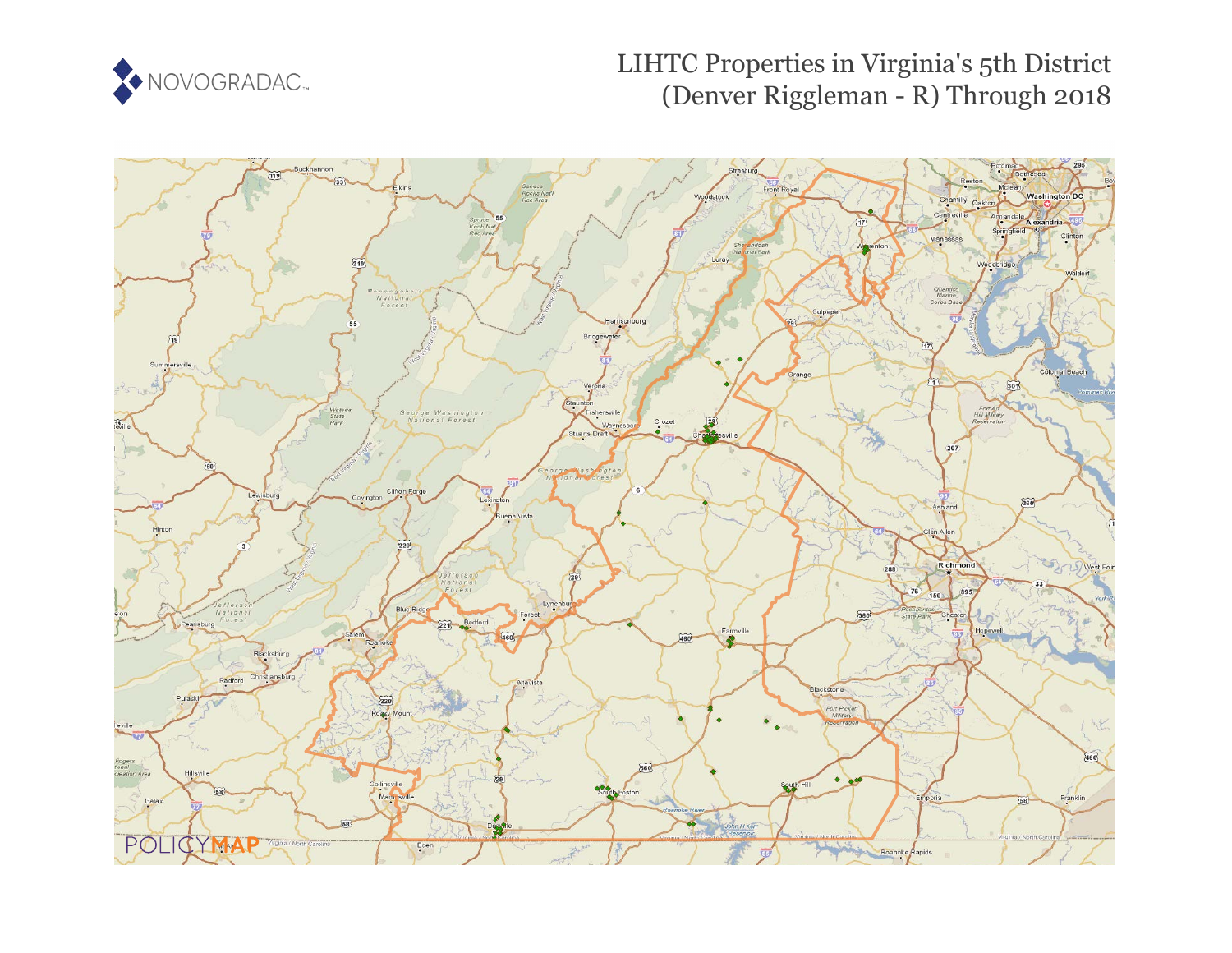NOVOGRADAC

# LIHTC Properties in Virginia's 5th District (Denver Riggleman - R) Through 2018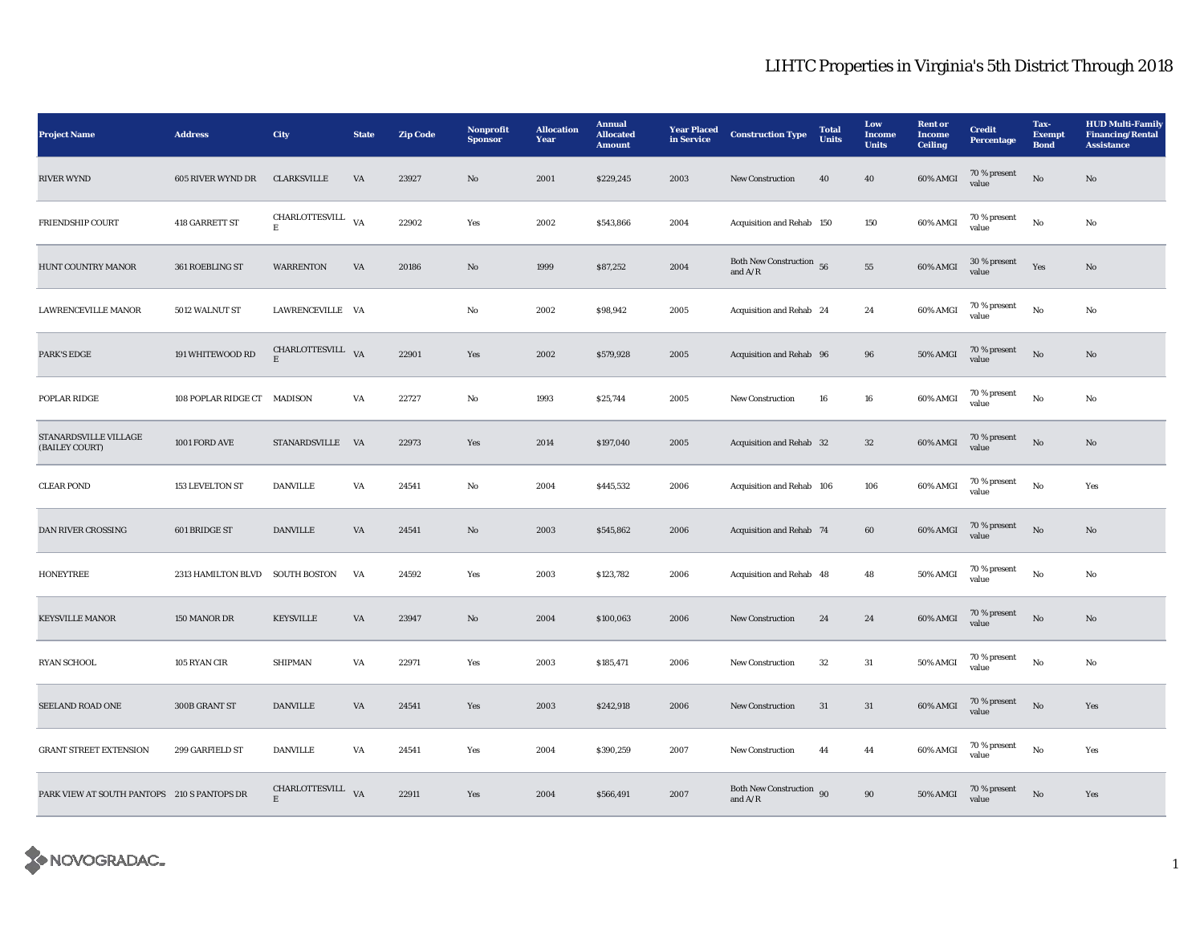# LIHTC Properties in Virginia's 5th District Through 2018

| Project Name | Address | City | State | Zip Code | Nonprofit Sponsor | Allocation Year | Annual Allocated Amount | Year Placed in Service | Construction Type | Total Units | Low Income Units | Rent or Income Ceiling | Credit Percentage | Tax-Exempt Bond | HUD Multi-Family Financing/Rental Assistance |
|---|---|---|---|---|---|---|---|---|---|---|---|---|---|---|---|
| RIVER WYND | 605 RIVER WYND DR | CLARKSVILLE | VA | 23927 | No | 2001 | $229,245 | 2003 | New Construction | 40 | 40 | 60% AMGI | 70 % present value | No | No |
| FRIENDSHIP COURT | 418 GARRETT ST | CHARLOTTESVILLE | VA | 22902 | Yes | 2002 | $543,866 | 2004 | Acquisition and Rehab | 150 | 150 | 60% AMGI | 70 % present value | No | No |
| HUNT COUNTRY MANOR | 361 ROEBLING ST | WARRENTON | VA | 20186 | No | 1999 | $87,252 | 2004 | Both New Construction and A/R | 56 | 55 | 60% AMGI | 30 % present value | Yes | No |
| LAWRENCEVILLE MANOR | 5012 WALNUT ST | LAWRENCEVILLE | VA | | No | 2002 | $98,942 | 2005 | Acquisition and Rehab | 24 | 24 | 60% AMGI | 70 % present value | No | No |
| PARK'S EDGE | 191 WHITEWOOD RD | CHARLOTTESVILLE | VA | 22901 | Yes | 2002 | $579,928 | 2005 | Acquisition and Rehab | 96 | 96 | 50% AMGI | 70 % present value | No | No |
| POPLAR RIDGE | 108 POPLAR RIDGE CT | MADISON | VA | 22727 | No | 1993 | $25,744 | 2005 | New Construction | 16 | 16 | 60% AMGI | 70 % present value | No | No |
| STANARDSVILLE VILLAGE (BAILEY COURT) | 1001 FORD AVE | STANARDSVILLE | VA | 22973 | Yes | 2014 | $197,040 | 2005 | Acquisition and Rehab | 32 | 32 | 60% AMGI | 70 % present value | No | No |
| CLEAR POND | 153 LEVELTON ST | DANVILLE | VA | 24541 | No | 2004 | $445,532 | 2006 | Acquisition and Rehab | 106 | 106 | 60% AMGI | 70 % present value | No | Yes |
| DAN RIVER CROSSING | 601 BRIDGE ST | DANVILLE | VA | 24541 | No | 2003 | $545,862 | 2006 | Acquisition and Rehab | 74 | 60 | 60% AMGI | 70 % present value | No | No |
| HONEYTREE | 2313 HAMILTON BLVD | SOUTH BOSTON | VA | 24592 | Yes | 2003 | $123,782 | 2006 | Acquisition and Rehab | 48 | 48 | 50% AMGI | 70 % present value | No | No |
| KEYSVILLE MANOR | 150 MANOR DR | KEYSVILLE | VA | 23947 | No | 2004 | $100,063 | 2006 | New Construction | 24 | 24 | 60% AMGI | 70 % present value | No | No |
| RYAN SCHOOL | 105 RYAN CIR | SHIPMAN | VA | 22971 | Yes | 2003 | $185,471 | 2006 | New Construction | 32 | 31 | 50% AMGI | 70 % present value | No | No |
| SEELAND ROAD ONE | 300B GRANT ST | DANVILLE | VA | 24541 | Yes | 2003 | $242,918 | 2006 | New Construction | 31 | 31 | 60% AMGI | 70 % present value | No | Yes |
| GRANT STREET EXTENSION | 299 GARFIELD ST | DANVILLE | VA | 24541 | Yes | 2004 | $390,259 | 2007 | New Construction | 44 | 44 | 60% AMGI | 70 % present value | No | Yes |
| PARK VIEW AT SOUTH PANTOPS | 210 S PANTOPS DR | CHARLOTTESVILLE | VA | 22911 | Yes | 2004 | $566,491 | 2007 | Both New Construction and A/R | 90 | 90 | 50% AMGI | 70 % present value | No | Yes |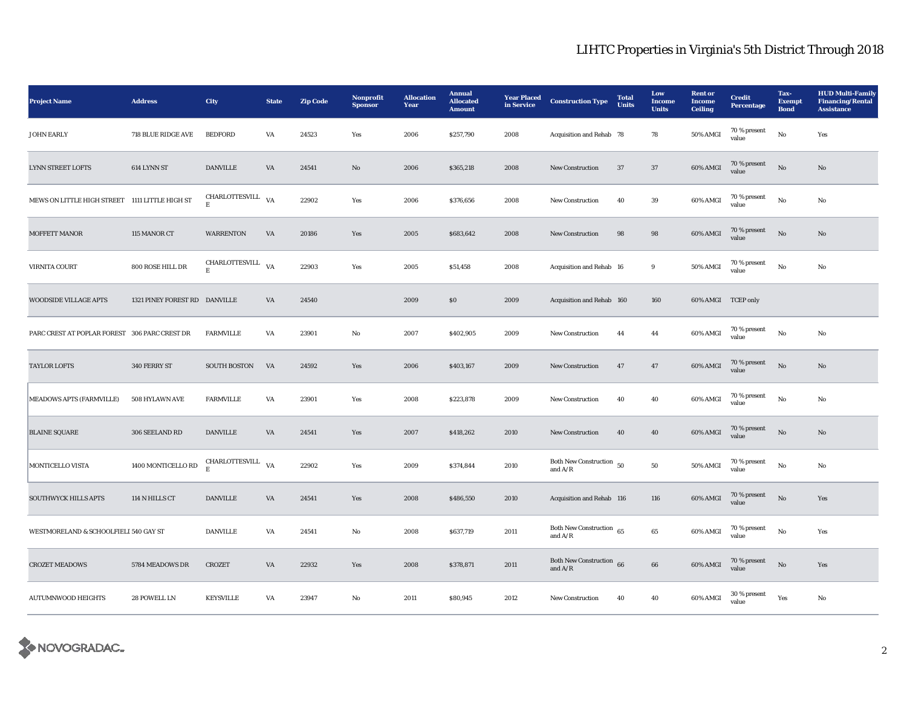# LIHTC Properties in Virginia's 5th District Through 2018

| Project Name | Address | City | State | Zip Code | Nonprofit Sponsor | Allocation Year | Annual Allocated Amount | Year Placed in Service | Construction Type | Total Units | Low Income Units | Rent or Income Ceiling | Credit Percentage | Tax-Exempt Bond | HUD Multi-Family Financing/Rental Assistance |
|---|---|---|---|---|---|---|---|---|---|---|---|---|---|---|---|
| JOHN EARLY | 718 BLUE RIDGE AVE | BEDFORD | VA | 24523 | Yes | 2006 | $257,790 | 2008 | Acquisition and Rehab | 78 | 78 | 50% AMGI | 70 % present value | No | Yes |
| LYNN STREET LOFTS | 614 LYNN ST | DANVILLE | VA | 24541 | No | 2006 | $365,218 | 2008 | New Construction | 37 | 37 | 60% AMGI | 70 % present value | No | No |
| MEWS ON LITTLE HIGH STREET | 1111 LITTLE HIGH ST | CHARLOTTESVILLE | VA | 22902 | Yes | 2006 | $376,656 | 2008 | New Construction | 40 | 39 | 60% AMGI | 70 % present value | No | No |
| MOFFETT MANOR | 115 MANOR CT | WARRENTON | VA | 20186 | Yes | 2005 | $683,642 | 2008 | New Construction | 98 | 98 | 60% AMGI | 70 % present value | No | No |
| VIRNITA COURT | 800 ROSE HILL DR | CHARLOTTESVILLE | VA | 22903 | Yes | 2005 | $51,458 | 2008 | Acquisition and Rehab | 16 | 9 | 50% AMGI | 70 % present value | No | No |
| WOODSIDE VILLAGE APTS | 1321 PINEY FOREST RD | DANVILLE | VA | 24540 | | 2009 | $0 | 2009 | Acquisition and Rehab | 160 | 160 | 60% AMGI | TCEP only | | |
| PARC CREST AT POPLAR FOREST | 306 PARC CREST DR | FARMVILLE | VA | 23901 | No | 2007 | $402,905 | 2009 | New Construction | 44 | 44 | 60% AMGI | 70 % present value | No | No |
| TAYLOR LOFTS | 340 FERRY ST | SOUTH BOSTON | VA | 24592 | Yes | 2006 | $403,167 | 2009 | New Construction | 47 | 47 | 60% AMGI | 70 % present value | No | No |
| MEADOWS APTS (FARMVILLE) | 508 HYLAWN AVE | FARMVILLE | VA | 23901 | Yes | 2008 | $223,878 | 2009 | New Construction | 40 | 40 | 60% AMGI | 70 % present value | No | No |
| BLAINE SQUARE | 306 SEELAND RD | DANVILLE | VA | 24541 | Yes | 2007 | $418,262 | 2010 | New Construction | 40 | 40 | 60% AMGI | 70 % present value | No | No |
| MONTICELLO VISTA | 1400 MONTICELLO RD | CHARLOTTESVILLE | VA | 22902 | Yes | 2009 | $374,844 | 2010 | Both New Construction and A/R | 50 | 50 | 50% AMGI | 70 % present value | No | No |
| SOUTHWYCK HILLS APTS | 114 N HILLS CT | DANVILLE | VA | 24541 | Yes | 2008 | $486,550 | 2010 | Acquisition and Rehab | 116 | 116 | 60% AMGI | 70 % present value | No | Yes |
| WESTMORELAND & SCHOOLFIELI | 540 GAY ST | DANVILLE | VA | 24541 | No | 2008 | $637,719 | 2011 | Both New Construction and A/R | 65 | 65 | 60% AMGI | 70 % present value | No | Yes |
| CROZET MEADOWS | 5784 MEADOWS DR | CROZET | VA | 22932 | Yes | 2008 | $378,871 | 2011 | Both New Construction and A/R | 66 | 66 | 60% AMGI | 70 % present value | No | Yes |
| AUTUMNWOOD HEIGHTS | 28 POWELL LN | KEYSVILLE | VA | 23947 | No | 2011 | $80,945 | 2012 | New Construction | 40 | 40 | 60% AMGI | 30 % present value | Yes | No |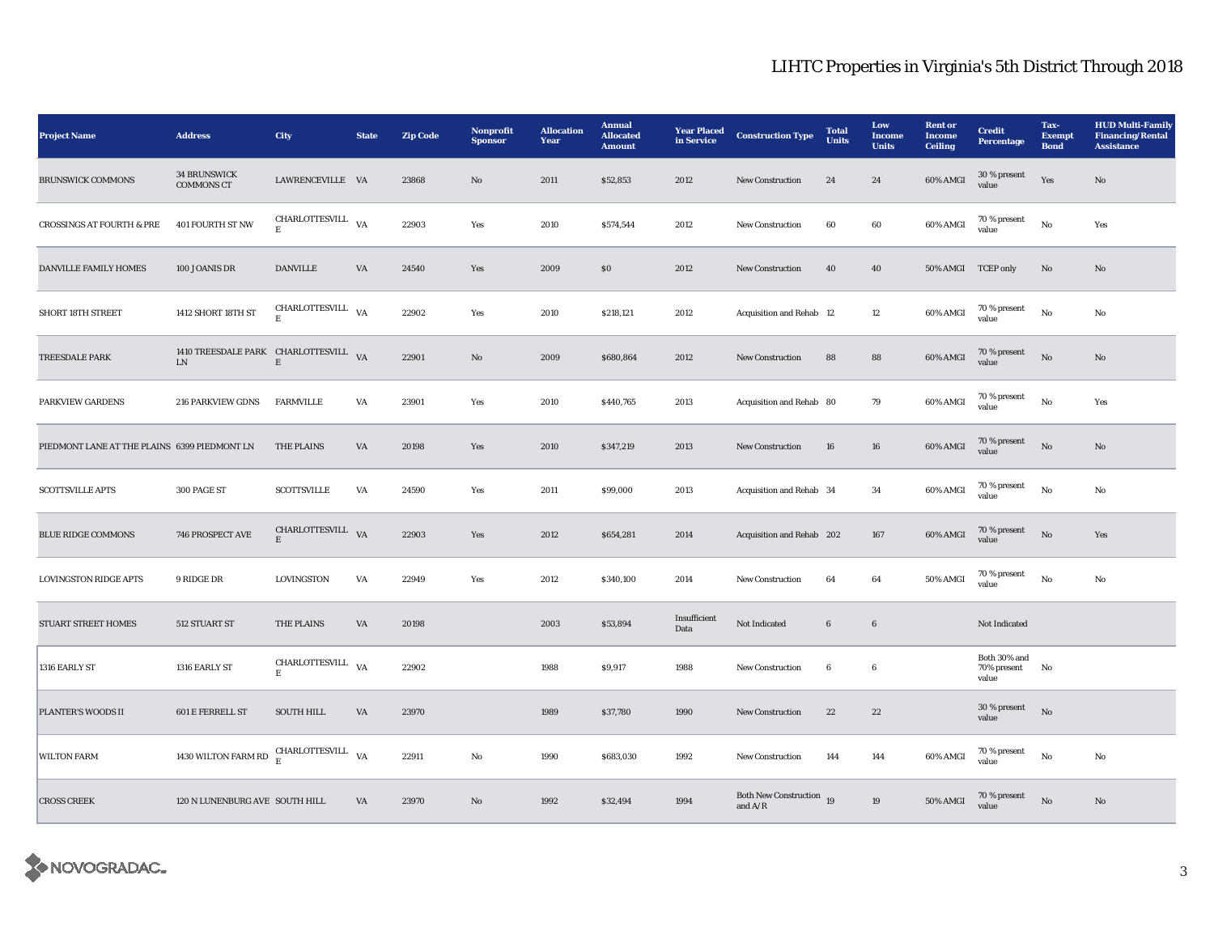# LIHTC Properties in Virginia's 5th District Through 2018

| Project Name | Address | City | State | Zip Code | Nonprofit Sponsor | Allocation Year | Annual Allocated Amount | Year Placed in Service | Construction Type | Total Units | Low Income Units | Rent or Income Ceiling | Credit Percentage | Tax-Exempt Bond | HUD Multi-Family Financing/Rental Assistance |
|---|---|---|---|---|---|---|---|---|---|---|---|---|---|---|---|
| BRUNSWICK COMMONS | 34 BRUNSWICK COMMONS CT | LAWRENCEVILLE | VA | 23868 | No | 2011 | $52,853 | 2012 | New Construction | 24 | 24 | 60% AMGI | 30 % present value | Yes | No |
| CROSSINGS AT FOURTH & PRE | 401 FOURTH ST NW | CHARLOTTESVILLE | VA | 22903 | Yes | 2010 | $574,544 | 2012 | New Construction | 60 | 60 | 60% AMGI | 70 % present value | No | Yes |
| DANVILLE FAMILY HOMES | 100 JOANIS DR | DANVILLE | VA | 24540 | Yes | 2009 | $0 | 2012 | New Construction | 40 | 40 | 50% AMGI | TCEP only | No | No |
| SHORT 18TH STREET | 1412 SHORT 18TH ST | CHARLOTTESVILLE | VA | 22902 | Yes | 2010 | $218,121 | 2012 | Acquisition and Rehab | 12 | 12 | 60% AMGI | 70 % present value | No | No |
| TREESDALE PARK | 1410 TREESDALE PARK LN | CHARLOTTESVILLE | VA | 22901 | No | 2009 | $680,864 | 2012 | New Construction | 88 | 88 | 60% AMGI | 70 % present value | No | No |
| PARKVIEW GARDENS | 216 PARKVIEW GDNS | FARMVILLE | VA | 23901 | Yes | 2010 | $440,765 | 2013 | Acquisition and Rehab | 80 | 79 | 60% AMGI | 70 % present value | No | Yes |
| PIEDMONT LANE AT THE PLAINS | 6399 PIEDMONT LN | THE PLAINS | VA | 20198 | Yes | 2010 | $347,219 | 2013 | New Construction | 16 | 16 | 60% AMGI | 70 % present value | No | No |
| SCOTTSVILLE APTS | 300 PAGE ST | SCOTTSVILLE | VA | 24590 | Yes | 2011 | $99,000 | 2013 | Acquisition and Rehab | 34 | 34 | 60% AMGI | 70 % present value | No | No |
| BLUE RIDGE COMMONS | 746 PROSPECT AVE | CHARLOTTESVILLE | VA | 22903 | Yes | 2012 | $654,281 | 2014 | Acquisition and Rehab | 202 | 167 | 60% AMGI | 70 % present value | No | Yes |
| LOVINGSTON RIDGE APTS | 9 RIDGE DR | LOVINGSTON | VA | 22949 | Yes | 2012 | $340,100 | 2014 | New Construction | 64 | 64 | 50% AMGI | 70 % present value | No | No |
| STUART STREET HOMES | 512 STUART ST | THE PLAINS | VA | 20198 | | 2003 | $53,894 | Insufficient Data | Not Indicated | 6 | 6 | | Not Indicated | | |
| 1316 EARLY ST | 1316 EARLY ST | CHARLOTTESVILLE | VA | 22902 | | 1988 | $9,917 | 1988 | New Construction | 6 | 6 | | Both 30% and 70% present value | No | |
| PLANTER'S WOODS II | 601 E FERRELL ST | SOUTH HILL | VA | 23970 | | 1989 | $37,780 | 1990 | New Construction | 22 | 22 | | 30 % present value | No | |
| WILTON FARM | 1430 WILTON FARM RD | CHARLOTTESVILLE | VA | 22911 | No | 1990 | $683,030 | 1992 | New Construction | 144 | 144 | 60% AMGI | 70 % present value | No | No |
| CROSS CREEK | 120 N LUNENBURG AVE | SOUTH HILL | VA | 23970 | No | 1992 | $32,494 | 1994 | Both New Construction and A/R | 19 | 19 | 50% AMGI | 70 % present value | No | No |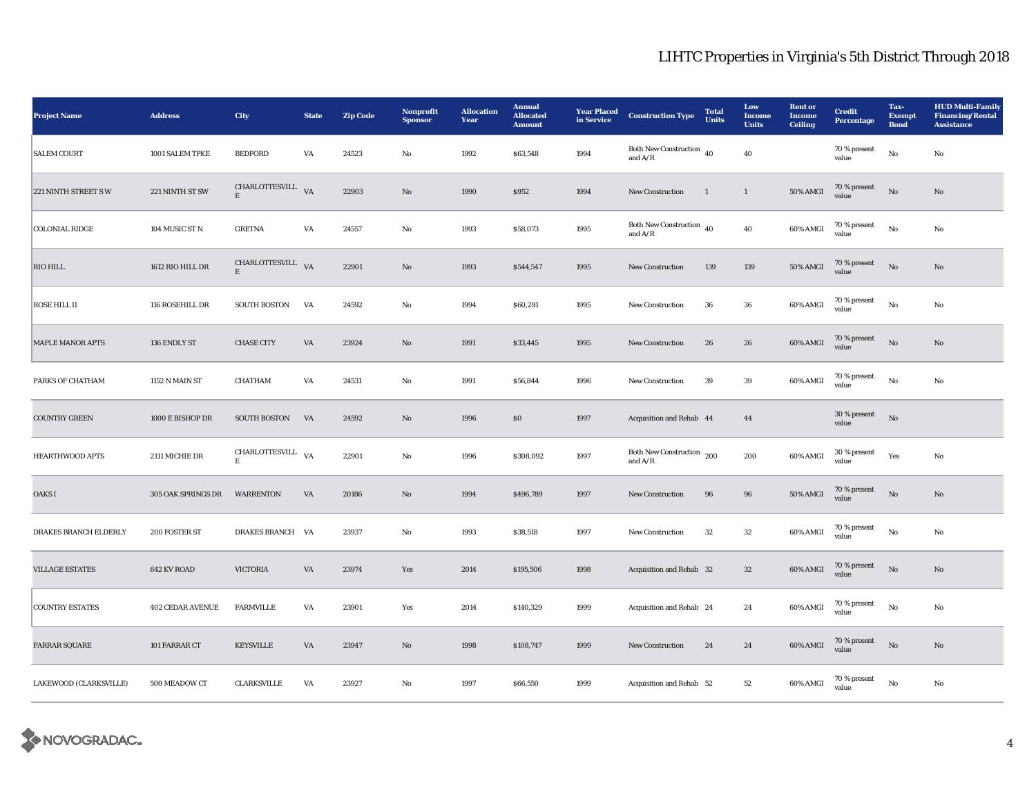## LIHTC Properties in Virginia's 5th District Through 2018

| Project Name | Address | City | State | Zip Code | Nonprofit Sponsor | Allocation Year | Annual Allocated Amount | Year Placed in Service | Construction Type | Total Units | Low Income Units | Rent or Income Ceiling | Credit Percentage | Tax-Exempt Bond | HUD Multi-Family Financing/Rental Assistance |
|---|---|---|---|---|---|---|---|---|---|---|---|---|---|---|---|
| SALEM COURT | 1001 SALEM TPKE | BEDFORD | VA | 24523 | No | 1992 | $63,548 | 1994 | Both New Construction and A/R | 40 | 40 | | 70 % present value | No | No |
| 221 NINTH STREET S W | 221 NINTH ST SW | CHARLOTTESVILLE | VA | 22903 | No | 1990 | $952 | 1994 | New Construction | 1 | 1 | 50% AMGI | 70 % present value | No | No |
| COLONIAL RIDGE | 104 MUSIC ST N | GRETNA | VA | 24557 | No | 1993 | $58,073 | 1995 | Both New Construction and A/R | 40 | 40 | 60% AMGI | 70 % present value | No | No |
| RIO HILL | 1612 RIO HILL DR | CHARLOTTESVILLE | VA | 22901 | No | 1993 | $544,547 | 1995 | New Construction | 139 | 139 | 50% AMGI | 70 % present value | No | No |
| ROSE HILL II | 116 ROSEHILL DR | SOUTH BOSTON | VA | 24592 | No | 1994 | $60,291 | 1995 | New Construction | 36 | 36 | 60% AMGI | 70 % present value | No | No |
| MAPLE MANOR APTS | 136 ENDLY ST | CHASE CITY | VA | 23924 | No | 1991 | $33,445 | 1995 | New Construction | 26 | 26 | 60% AMGI | 70 % present value | No | No |
| PARKS OF CHATHAM | 1152 N MAIN ST | CHATHAM | VA | 24531 | No | 1991 | $56,844 | 1996 | New Construction | 39 | 39 | 60% AMGI | 70 % present value | No | No |
| COUNTRY GREEN | 1000 E BISHOP DR | SOUTH BOSTON | VA | 24592 | No | 1996 | $0 | 1997 | Acquisition and Rehab | 44 | 44 | | 30 % present value | No | |
| HEARTHWOOD APTS | 2111 MICHIE DR | CHARLOTTESVILLE | VA | 22901 | No | 1996 | $308,092 | 1997 | Both New Construction and A/R | 200 | 200 | 60% AMGI | 30 % present value | Yes | No |
| OAKS I | 305 OAK SPRINGS DR | WARRENTON | VA | 20186 | No | 1994 | $496,789 | 1997 | New Construction | 96 | 96 | 50% AMGI | 70 % present value | No | No |
| DRAKES BRANCH ELDERLY | 200 FOSTER ST | DRAKES BRANCH | VA | 23937 | No | 1993 | $38,518 | 1997 | New Construction | 32 | 32 | 60% AMGI | 70 % present value | No | No |
| VILLAGE ESTATES | 642 KV ROAD | VICTORIA | VA | 23974 | Yes | 2014 | $195,506 | 1998 | Acquisition and Rehab | 32 | 32 | 60% AMGI | 70 % present value | No | No |
| COUNTRY ESTATES | 402 CEDAR AVENUE | FARMVILLE | VA | 23901 | Yes | 2014 | $140,329 | 1999 | Acquisition and Rehab | 24 | 24 | 60% AMGI | 70 % present value | No | No |
| FARRAR SQUARE | 101 FARRAR CT | KEYSVILLE | VA | 23947 | No | 1998 | $108,747 | 1999 | New Construction | 24 | 24 | 60% AMGI | 70 % present value | No | No |
| LAKEWOOD (CLARKSVILLE) | 500 MEADOW CT | CLARKSVILLE | VA | 23927 | No | 1997 | $66,550 | 1999 | Acquisition and Rehab | 52 | 52 | 60% AMGI | 70 % present value | No | No |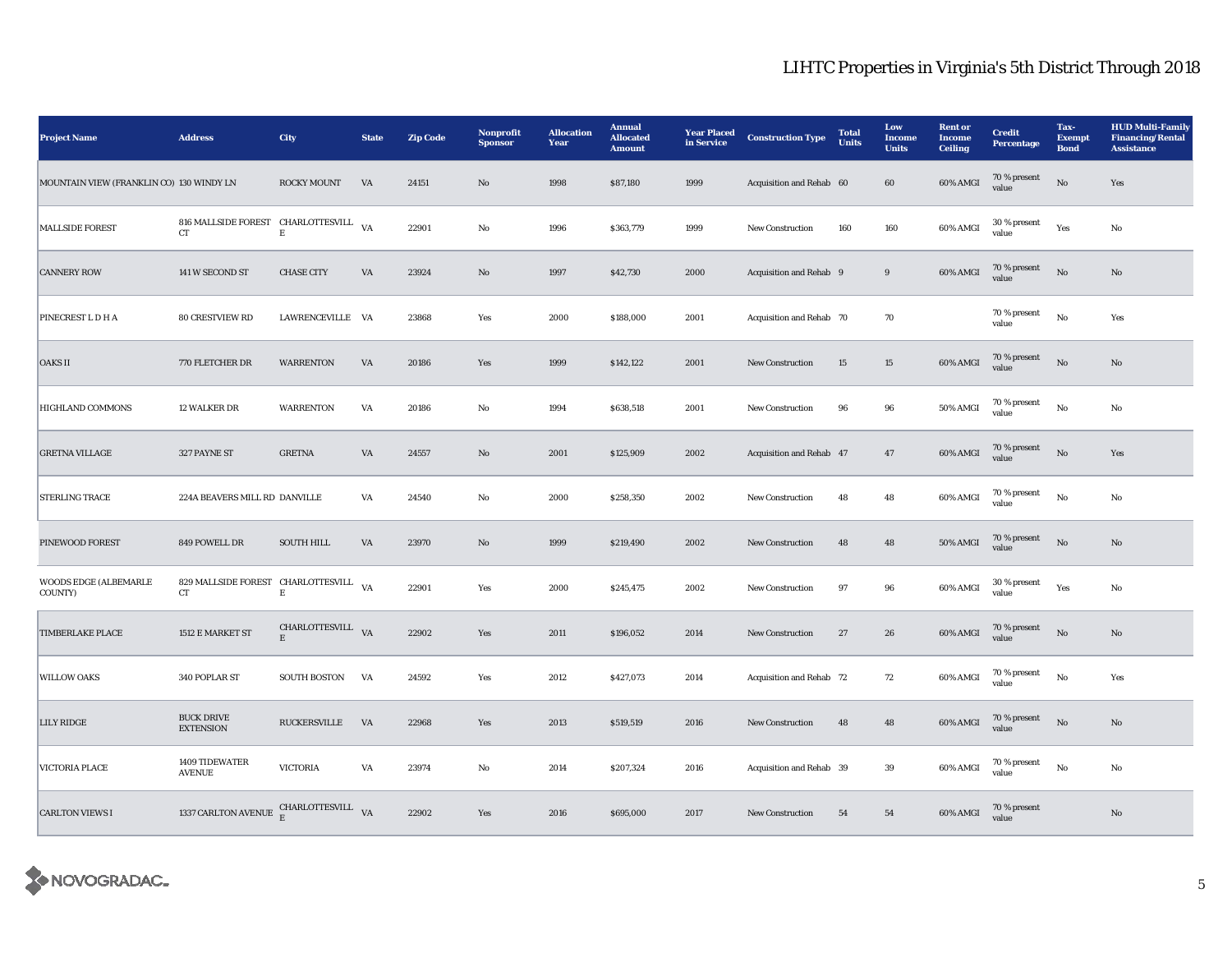# LIHTC Properties in Virginia's 5th District Through 2018

| Project Name | Address | City | State | Zip Code | Nonprofit Sponsor | Allocation Year | Annual Allocated Amount | Year Placed in Service | Construction Type | Total Units | Low Income Units | Rent or Income Ceiling | Credit Percentage | Tax-Exempt Bond | HUD Multi-Family Financing/Rental Assistance |
|---|---|---|---|---|---|---|---|---|---|---|---|---|---|---|---|
| MOUNTAIN VIEW (FRANKLIN CO) | 130 WINDY LN | ROCKY MOUNT | VA | 24151 | No | 1998 | $87,180 | 1999 | Acquisition and Rehab | 60 | 60 | 60% AMGI | 70 % present value | No | Yes |
| MALLSIDE FOREST | 816 MALLSIDE FOREST CT | CHARLOTTESVILLE | VA | 22901 | No | 1996 | $363,779 | 1999 | New Construction | 160 | 160 | 60% AMGI | 30 % present value | Yes | No |
| CANNERY ROW | 141 W SECOND ST | CHASE CITY | VA | 23924 | No | 1997 | $42,730 | 2000 | Acquisition and Rehab | 9 | 9 | 60% AMGI | 70 % present value | No | No |
| PINECREST L D H A | 80 CRESTVIEW RD | LAWRENCEVILLE | VA | 23868 | Yes | 2000 | $188,000 | 2001 | Acquisition and Rehab | 70 | 70 | | 70 % present value | No | Yes |
| OAKS II | 770 FLETCHER DR | WARRENTON | VA | 20186 | Yes | 1999 | $142,122 | 2001 | New Construction | 15 | 15 | 60% AMGI | 70 % present value | No | No |
| HIGHLAND COMMONS | 12 WALKER DR | WARRENTON | VA | 20186 | No | 1994 | $638,518 | 2001 | New Construction | 96 | 96 | 50% AMGI | 70 % present value | No | No |
| GRETNA VILLAGE | 327 PAYNE ST | GRETNA | VA | 24557 | No | 2001 | $125,909 | 2002 | Acquisition and Rehab | 47 | 47 | 60% AMGI | 70 % present value | No | Yes |
| STERLING TRACE | 224A BEAVERS MILL RD | DANVILLE | VA | 24540 | No | 2000 | $258,350 | 2002 | New Construction | 48 | 48 | 60% AMGI | 70 % present value | No | No |
| PINEWOOD FOREST | 849 POWELL DR | SOUTH HILL | VA | 23970 | No | 1999 | $219,490 | 2002 | New Construction | 48 | 48 | 50% AMGI | 70 % present value | No | No |
| WOODS EDGE (ALBEMARLE COUNTY) | 829 MALLSIDE FOREST CT | CHARLOTTESVILLE | VA | 22901 | Yes | 2000 | $245,475 | 2002 | New Construction | 97 | 96 | 60% AMGI | 30 % present value | Yes | No |
| TIMBERLAKE PLACE | 1512 E MARKET ST | CHARLOTTESVILLE | VA | 22902 | Yes | 2011 | $196,052 | 2014 | New Construction | 27 | 26 | 60% AMGI | 70 % present value | No | No |
| WILLOW OAKS | 340 POPLAR ST | SOUTH BOSTON | VA | 24592 | Yes | 2012 | $427,073 | 2014 | Acquisition and Rehab | 72 | 72 | 60% AMGI | 70 % present value | No | Yes |
| LILY RIDGE | BUCK DRIVE EXTENSION | RUCKERSVILLE | VA | 22968 | Yes | 2013 | $519,519 | 2016 | New Construction | 48 | 48 | 60% AMGI | 70 % present value | No | No |
| VICTORIA PLACE | 1409 TIDEWATER AVENUE | VICTORIA | VA | 23974 | No | 2014 | $207,324 | 2016 | Acquisition and Rehab | 39 | 39 | 60% AMGI | 70 % present value | No | No |
| CARLTON VIEWS I | 1337 CARLTON AVENUE | CHARLOTTESVILLE | VA | 22902 | Yes | 2016 | $695,000 | 2017 | New Construction | 54 | 54 | 60% AMGI | 70 % present value | | No |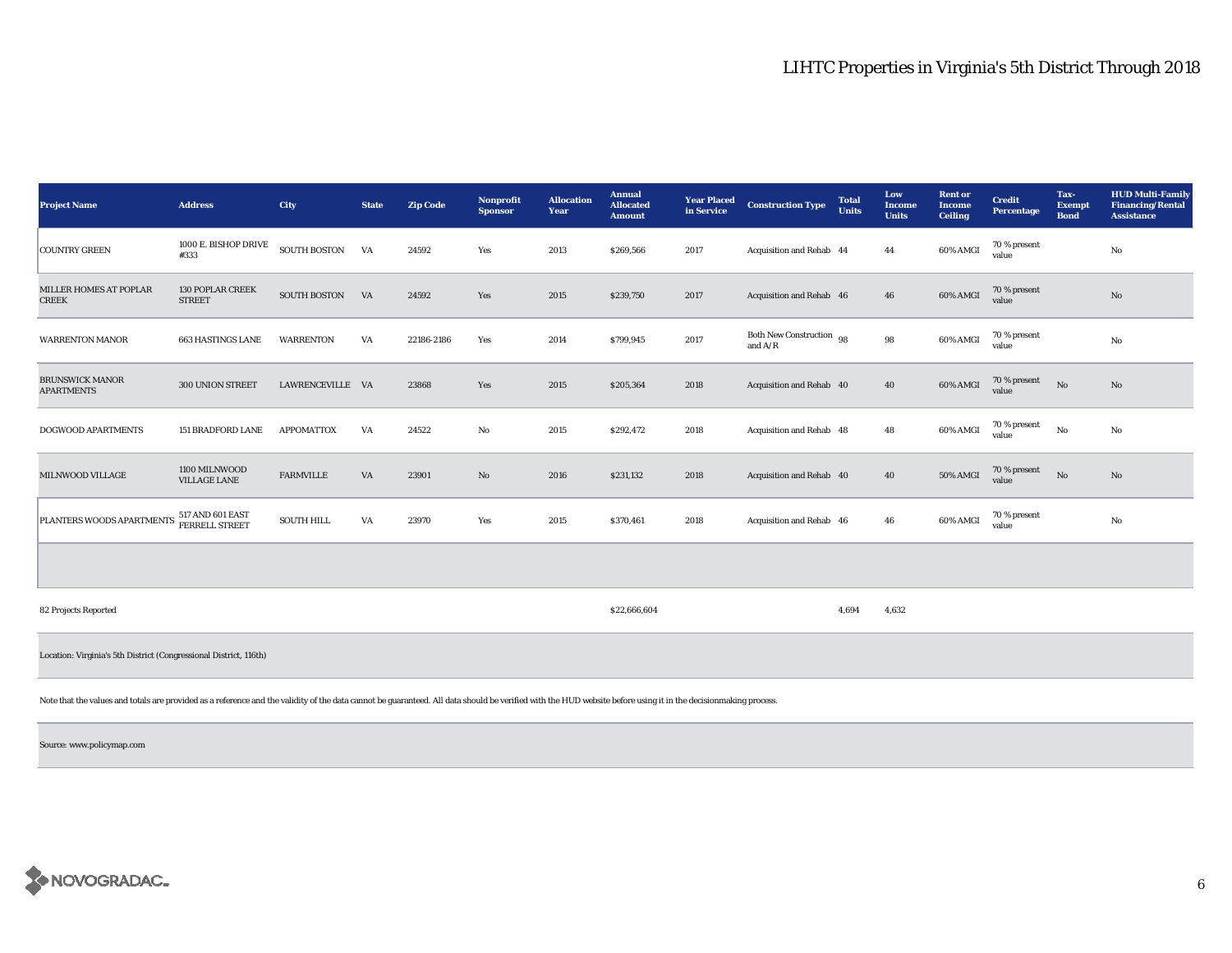| Project Name | Address | City | State | Zip Code | Nonprofit Sponsor | Allocation Year | Annual Allocated Amount | Year Placed in Service | Construction Type | Total Units | Low Income Units | Rent or Income Ceiling | Credit Percentage | Tax-Exempt Bond | HUD Multi-Family Financing/Rental Assistance |
|---|---|---|---|---|---|---|---|---|---|---|---|---|---|---|---|
| COUNTRY GREEN | 1000 E. BISHOP DRIVE #333 | SOUTH BOSTON | VA | 24592 | Yes | 2013 | $269,566 | 2017 | Acquisition and Rehab | 44 | 44 | 60% AMGI | 70 % present value | | No |
| MILLER HOMES AT POPLAR CREEK | 130 POPLAR CREEK STREET | SOUTH BOSTON | VA | 24592 | Yes | 2015 | $239,750 | 2017 | Acquisition and Rehab | 46 | 46 | 60% AMGI | 70 % present value | | No |
| WARRENTON MANOR | 663 HASTINGS LANE | WARRENTON | VA | 22186-2186 | Yes | 2014 | $799,945 | 2017 | Both New Construction and A/R | 98 | 98 | 60% AMGI | 70 % present value | | No |
| BRUNSWICK MANOR APARTMENTS | 300 UNION STREET | LAWRENCEVILLE | VA | 23868 | Yes | 2015 | $205,364 | 2018 | Acquisition and Rehab | 40 | 40 | 60% AMGI | 70 % present value | No | No |
| DOGWOOD APARTMENTS | 151 BRADFORD LANE | APPOMATTOX | VA | 24522 | No | 2015 | $292,472 | 2018 | Acquisition and Rehab | 48 | 48 | 60% AMGI | 70 % present value | No | No |
| MILNWOOD VILLAGE | 1100 MILNWOOD VILLAGE LANE | FARMVILLE | VA | 23901 | No | 2016 | $231,132 | 2018 | Acquisition and Rehab | 40 | 40 | 50% AMGI | 70 % present value | No | No |
| PLANTERS WOODS APARTMENTS | 517 AND 601 EAST FERRELL STREET | SOUTH HILL | VA | 23970 | Yes | 2015 | $370,461 | 2018 | Acquisition and Rehab | 46 | 46 | 60% AMGI | 70 % present value | | No |
| | | | | | | | | | | | | | | | |
| 82 Projects Reported | | | | | | | $22,666,604 | | | 4,694 | 4,632 | | | | |

Location: Virginia's 5th District (Congressional District, 116th)

Note that the values and totals are provided as a reference and the validity of the data cannot be guaranteed. All data should be verified with the HUD website before using it in the decisionmaking process.

Source: www.policymap.com